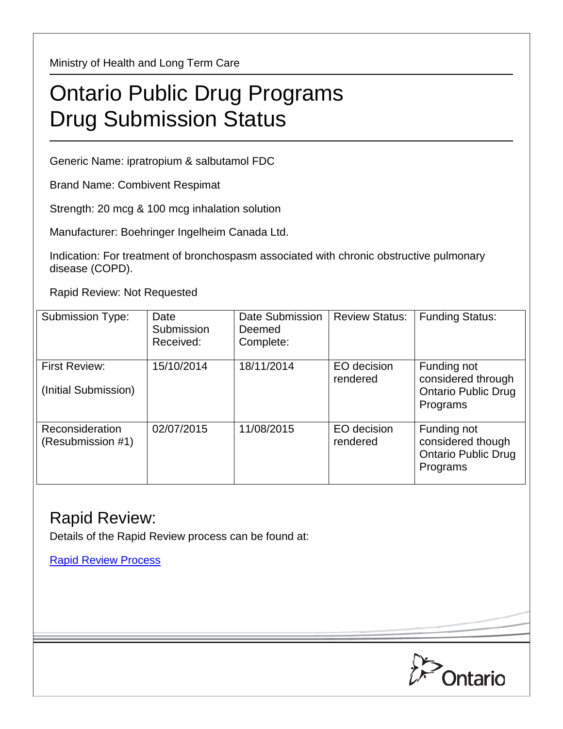Ministry of Health and Long Term Care

# Ontario Public Drug Programs Drug Submission Status

Generic Name: ipratropium & salbutamol FDC

Brand Name: Combivent Respimat

Strength: 20 mcg & 100 mcg inhalation solution

Manufacturer: Boehringer Ingelheim Canada Ltd.

Indication: For treatment of bronchospasm associated with chronic obstructive pulmonary disease (COPD).

Rapid Review: Not Requested

| Submission Type: | Date Submission Received: | Date Submission Deemed Complete: | Review Status: | Funding Status: |
|---|---|---|---|---|
| First Review: (Initial Submission) | 15/10/2014 | 18/11/2014 | EO decision rendered | Funding not considered through Ontario Public Drug Programs |
| Reconsideration (Resubmission #1) | 02/07/2015 | 11/08/2015 | EO decision rendered | Funding not considered though Ontario Public Drug Programs |

## Rapid Review:

Details of the Rapid Review process can be found at:

Rapid Review Process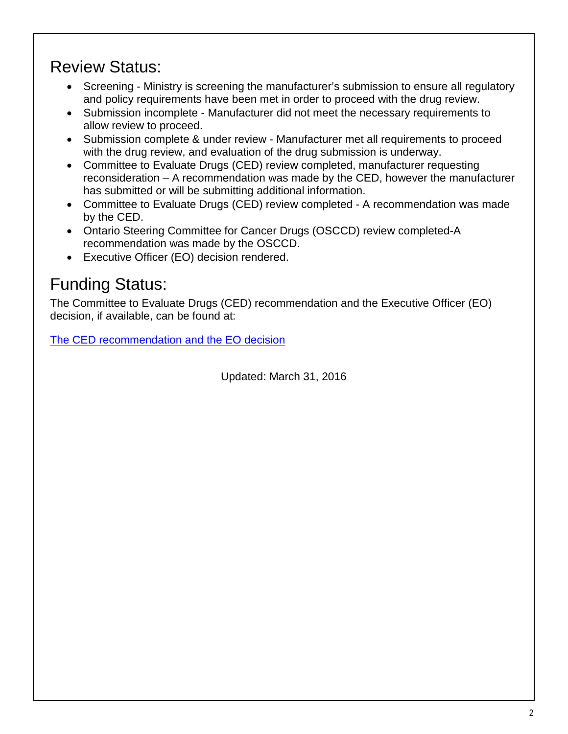## Review Status:

- Screening - Ministry is screening the manufacturer's submission to ensure all regulatory and policy requirements have been met in order to proceed with the drug review.
- Submission incomplete - Manufacturer did not meet the necessary requirements to allow review to proceed.
- Submission complete & under review - Manufacturer met all requirements to proceed with the drug review, and evaluation of the drug submission is underway.
- Committee to Evaluate Drugs (CED) review completed, manufacturer requesting reconsideration – A recommendation was made by the CED, however the manufacturer has submitted or will be submitting additional information.
- Committee to Evaluate Drugs (CED) review completed - A recommendation was made by the CED.
- Ontario Steering Committee for Cancer Drugs (OSCCD) review completed-A recommendation was made by the OSCCD.
- Executive Officer (EO) decision rendered.

## Funding Status:

The Committee to Evaluate Drugs (CED) recommendation and the Executive Officer (EO) decision, if available, can be found at:

The CED recommendation and the EO decision

Updated: March 31, 2016